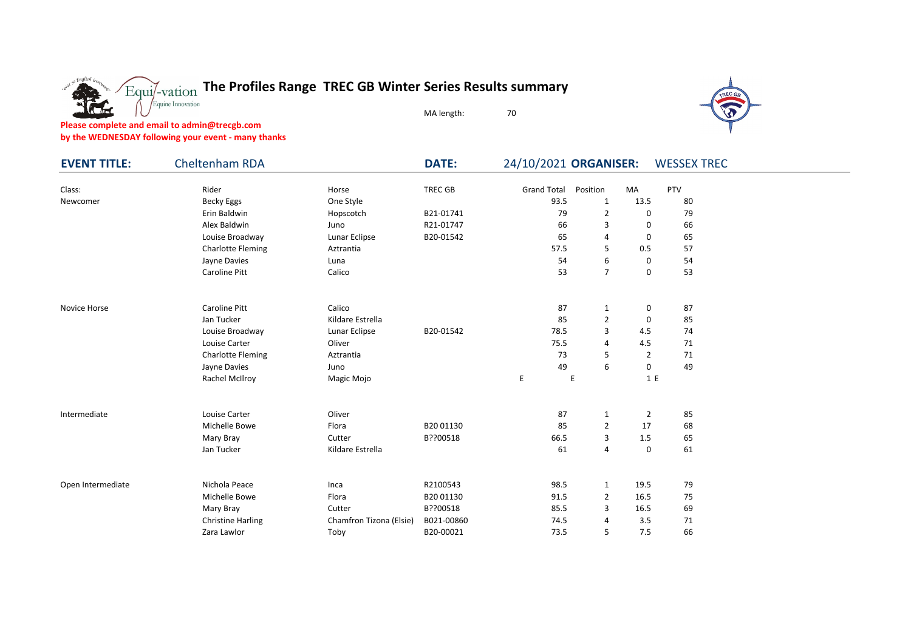# The Profiles Range TREC GB Winter Series Results summary

MA length: 70

**Please complete and email to admin@trecgb.com**
**by the WEDNESDAY following your event - many thanks**

**EVENT TITLE:** Cheltenham RDA **DATE:** 24/10/2021 **ORGANISER:** WESSEX TREC

| Class: | Rider | Horse | TREC GB | Grand Total | Position | MA | PTV |
|---|---|---|---|---|---|---|---|
| Newcomer | Becky Eggs | One Style | | 93.5 | 1 | 13.5 | 80 |
| | Erin Baldwin | Hopscotch | B21-01741 | 79 | 2 | 0 | 79 |
| | Alex Baldwin | Juno | R21-01747 | 66 | 3 | 0 | 66 |
| | Louise Broadway | Lunar Eclipse | B20-01542 | 65 | 4 | 0 | 65 |
| | Charlotte Fleming | Aztrantia | | 57.5 | 5 | 0.5 | 57 |
| | Jayne Davies | Luna | | 54 | 6 | 0 | 54 |
| | Caroline Pitt | Calico | | 53 | 7 | 0 | 53 |
| | | | | | | | |
| Novice Horse | Caroline Pitt | Calico | | 87 | 1 | 0 | 87 |
| | Jan Tucker | Kildare Estrella | | 85 | 2 | 0 | 85 |
| | Louise Broadway | Lunar Eclipse | B20-01542 | 78.5 | 3 | 4.5 | 74 |
| | Louise Carter | Oliver | | 75.5 | 4 | 4.5 | 71 |
| | Charlotte Fleming | Aztrantia | | 73 | 5 | 2 | 71 |
| | Jayne Davies | Juno | | 49 | 6 | 0 | 49 |
| | Rachel McIlroy | Magic Mojo | | E | E | 1 | E |
| | | | | | | | |
| Intermediate | Louise Carter | Oliver | | 87 | 1 | 2 | 85 |
| | Michelle Bowe | Flora | B20 01130 | 85 | 2 | 17 | 68 |
| | Mary Bray | Cutter | B??00518 | 66.5 | 3 | 1.5 | 65 |
| | Jan Tucker | Kildare Estrella | | 61 | 4 | 0 | 61 |
| | | | | | | | |
| Open Intermediate | Nichola Peace | Inca | R2100543 | 98.5 | 1 | 19.5 | 79 |
| | Michelle Bowe | Flora | B20 01130 | 91.5 | 2 | 16.5 | 75 |
| | Mary Bray | Cutter | B??00518 | 85.5 | 3 | 16.5 | 69 |
| | Christine Harling | Chamfron Tizona (Elsie) | B021-00860 | 74.5 | 4 | 3.5 | 71 |
| | Zara Lawlor | Toby | B20-00021 | 73.5 | 5 | 7.5 | 66 |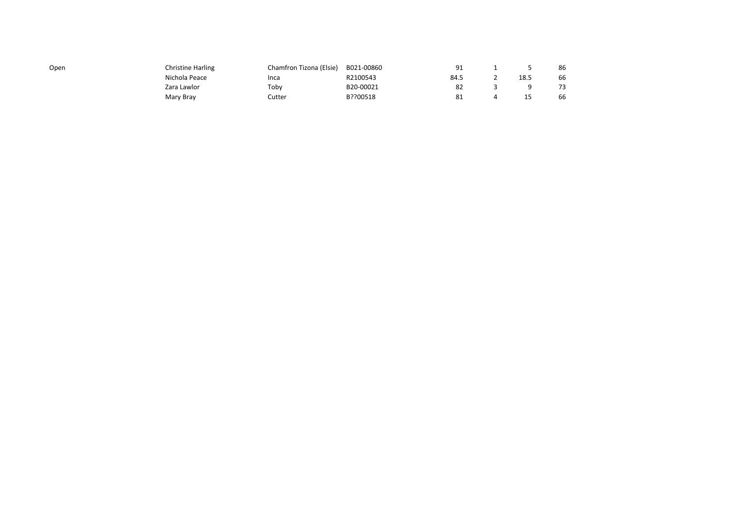| Open | Christine Harling | Chamfron Tizona (Elsie) | B021-00860 | 91 | 1 | 5 | 86 |
|---|---|---|---|---|---|---|---|
| | Nichola Peace | Inca | R2100543 | 84.5 | 2 | 18.5 | 66 |
| | Zara Lawlor | Toby | B20-00021 | 82 | 3 | 9 | 73 |
| | Mary Bray | Cutter | B??00518 | 81 | 4 | 15 | 66 |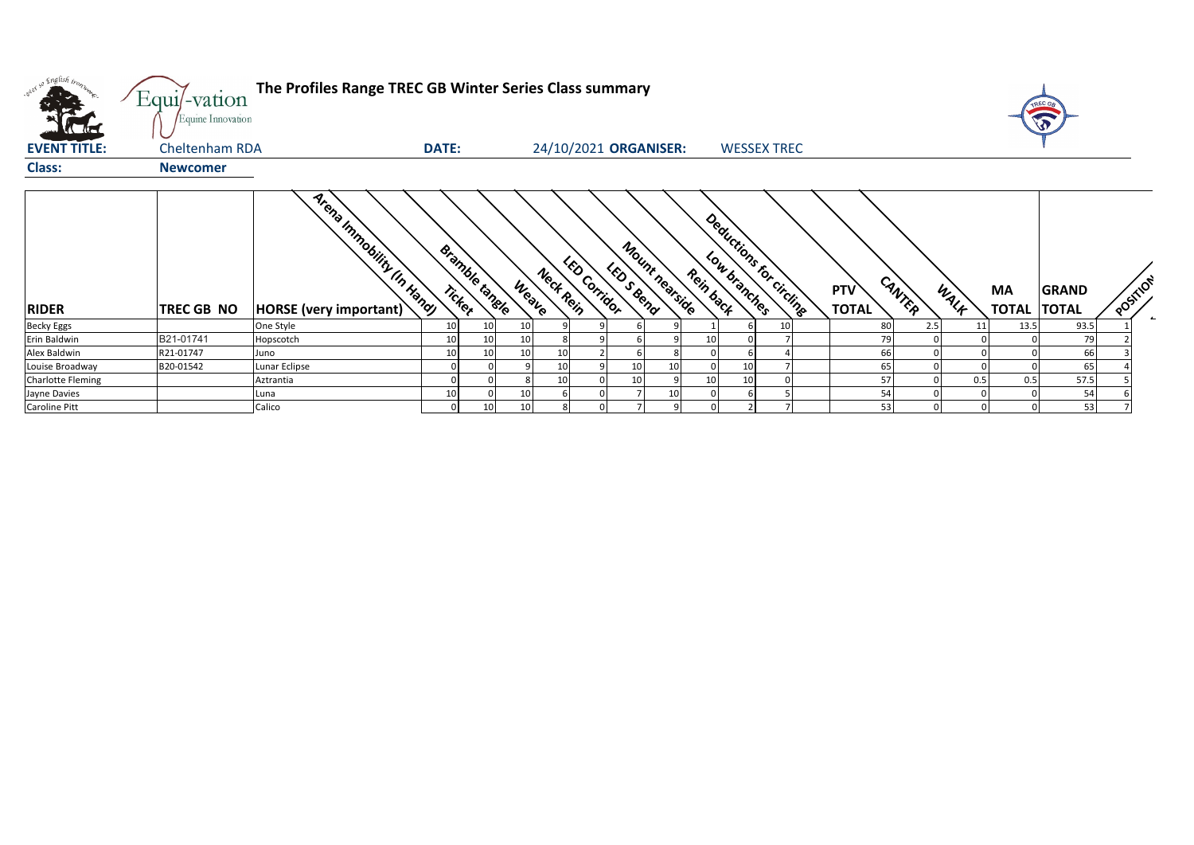# The Profiles Range TREC GB Winter Series Class summary

**EVENT TITLE:** Cheltenham RDA **DATE:** 24/10/2021 **ORGANISER:** WESSEX TREC

**Class:** Newcomer

| RIDER | TREC GB NO | HORSE (very important) | Arena Immobility (In Hand) | Ticket | Bramble tangle | Weave | Neck Rein | LED Corridor | LED S Bend | Mount nearside | Rein back | Low branches | Deductions for circling | PTV TOTAL | CANTER | WALK | MA TOTAL | GRAND TOTAL | POSITION |
|---|---|---|---|---|---|---|---|---|---|---|---|---|---|---|---|---|---|---|---|
| Becky Eggs | | One Style | 10 | 10 | 10 | 9 | 9 | 6 | 9 | 1 | 6 | 10 | | 80 | 2.5 | 11 | 13.5 | 93.5 | 1 |
| Erin Baldwin | B21-01741 | Hopscotch | 10 | 10 | 10 | 8 | 9 | 6 | 9 | 10 | 0 | 7 | | 79 | 0 | 0 | 0 | 79 | 2 |
| Alex Baldwin | R21-01747 | Juno | 10 | 10 | 10 | 10 | 2 | 6 | 8 | 0 | 6 | 4 | | 66 | 0 | 0 | 0 | 66 | 3 |
| Louise Broadway | B20-01542 | Lunar Eclipse | 0 | 0 | 9 | 10 | 9 | 10 | 10 | 0 | 10 | 7 | | 65 | 0 | 0 | 0 | 65 | 4 |
| Charlotte Fleming | | Aztrantia | 0 | 0 | 8 | 10 | 0 | 10 | 9 | 10 | 10 | 0 | | 57 | 0 | 0.5 | 0.5 | 57.5 | 5 |
| Jayne Davies | | Luna | 10 | 0 | 10 | 6 | 0 | 7 | 10 | 0 | 6 | 5 | | 54 | 0 | 0 | 0 | 54 | 6 |
| Caroline Pitt | | Calico | 0 | 10 | 10 | 8 | 0 | 7 | 9 | 0 | 2 | 7 | | 53 | 0 | 0 | 0 | 53 | 7 |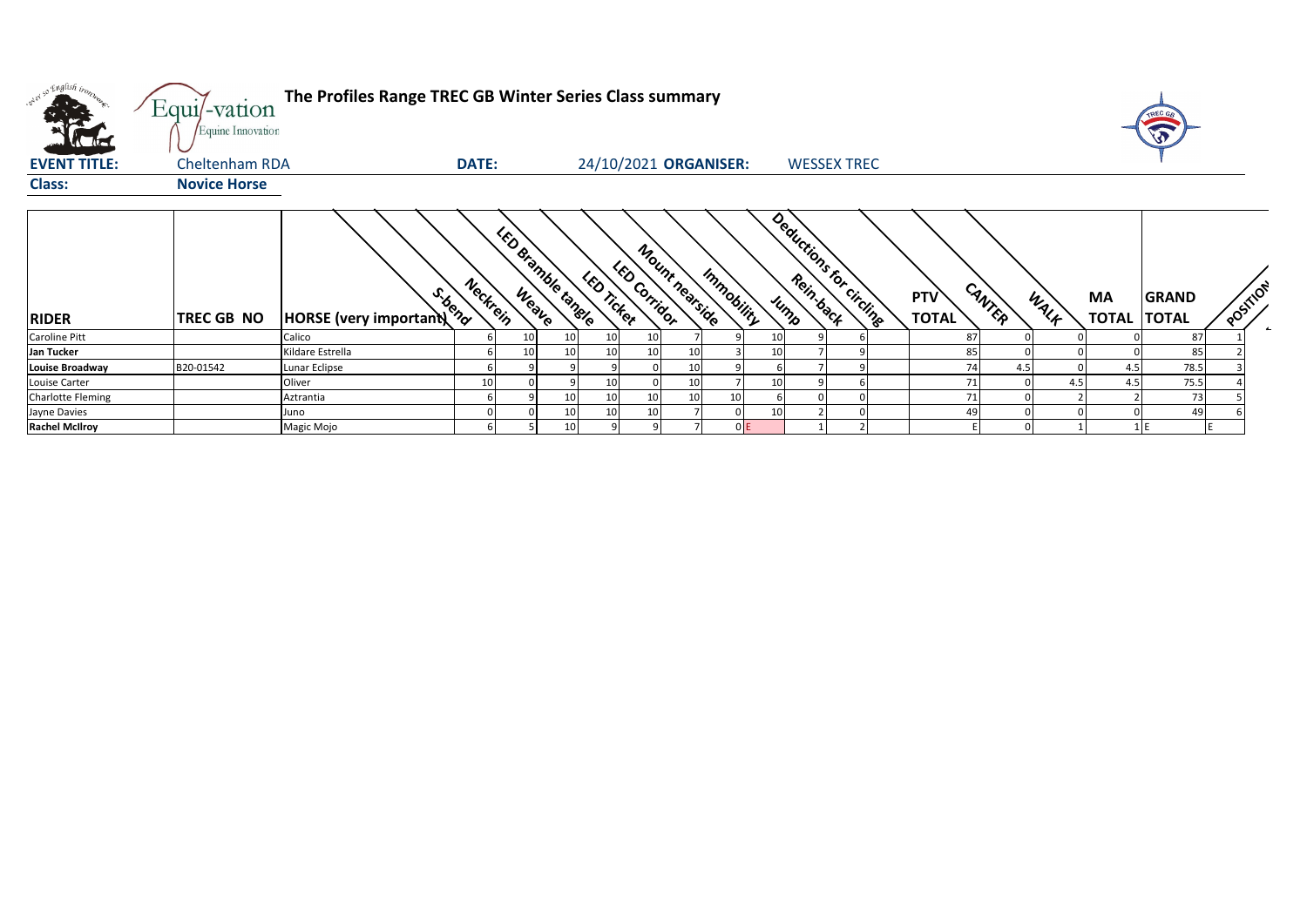# The Profiles Range TREC GB Winter Series Class summary

**EVENT TITLE:** Cheltenham RDA **DATE:** 24/10/2021 **ORGANISER:** WESSEX TREC

**Class:** **Novice Horse**

| RIDER | TREC GB NO | HORSE (very important) | S-bend | Neckrein | Weave | LED Bramble tangle | LED Ticket | LED Corridor | Mount nearside | Immobility | Jump | Rein-back | Deductions for circling | PTV TOTAL | CANTER | WALK | MA TOTAL | GRAND TOTAL | POSITION |
|---|---|---|---|---|---|---|---|---|---|---|---|---|---|---|---|---|---|---|---|
| Caroline Pitt | | Calico | 6 | 10 | 10 | 10 | 10 | 7 | 9 | 10 | 9 | 6 | | 87 | 0 | 0 | 0 | 87 | 1 |
| **Jan Tucker** | | Kildare Estrella | 6 | 10 | 10 | 10 | 10 | 10 | 3 | 10 | 7 | 9 | | 85 | 0 | 0 | 0 | 85 | 2 |
| **Louise Broadway** | B20-01542 | Lunar Eclipse | 6 | 9 | 9 | 9 | 0 | 10 | 9 | 6 | 7 | 9 | | 74 | 4.5 | 0 | 4.5 | 78.5 | 3 |
| Louise Carter | | Oliver | 10 | 0 | 9 | 10 | 0 | 10 | 7 | 10 | 9 | 6 | | 71 | 0 | 4.5 | 4.5 | 75.5 | 4 |
| Charlotte Fleming | | Aztrantia | 6 | 9 | 10 | 10 | 10 | 10 | 10 | 6 | 0 | 0 | | 71 | 0 | 2 | 2 | 73 | 5 |
| Jayne Davies | | Juno | 0 | 0 | 10 | 10 | 10 | 7 | 0 | 10 | 2 | 0 | | 49 | 0 | 0 | 0 | 49 | 6 |
| **Rachel McIlroy** | | Magic Mojo | 6 | 5 | 10 | 9 | 9 | 7 | 0 | E | 1 | 2 | | E | 0 | 1 | 1 | E | E |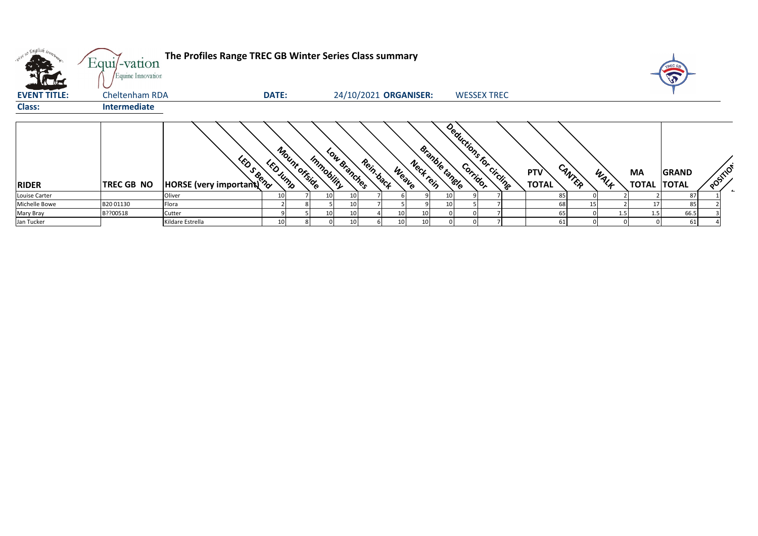# The Profiles Range TREC GB Winter Series Class summary

**EVENT TITLE:** Cheltenham RDA **DATE:** 24/10/2021 **ORGANISER:** WESSEX TREC

**Class:** Intermediate

| RIDER | TREC GB NO | HORSE (very important) | LED S Bend | LED Jump | Mount offside | Immobility | Low Branches | Rein-back | Weave | Neck rein | Bramble tangle | Corridor | Deductions for circling | PTV TOTAL | CANTER | WALK | MA TOTAL | GRAND TOTAL | POSITION |
|---|---|---|---|---|---|---|---|---|---|---|---|---|---|---|---|---|---|---|---|
| Louise Carter | | Oliver | 10 | 7 | 10 | 10 | 7 | 6 | 9 | 10 | 9 | 7 | | 85 | 0 | 2 | 2 | 87 | 1 |
| Michelle Bowe | B20 01130 | Flora | 2 | 8 | 5 | 10 | 7 | 5 | 9 | 10 | 5 | 7 | | 68 | 15 | 2 | 17 | 85 | 2 |
| Mary Bray | B??00518 | Cutter | 9 | 5 | 10 | 10 | 4 | 10 | 10 | 0 | 0 | 7 | | 65 | 0 | 1.5 | 1.5 | 66.5 | 3 |
| Jan Tucker | | Kildare Estrella | 10 | 8 | 0 | 10 | 6 | 10 | 10 | 0 | 0 | 7 | | 61 | 0 | 0 | 0 | 61 | 4 |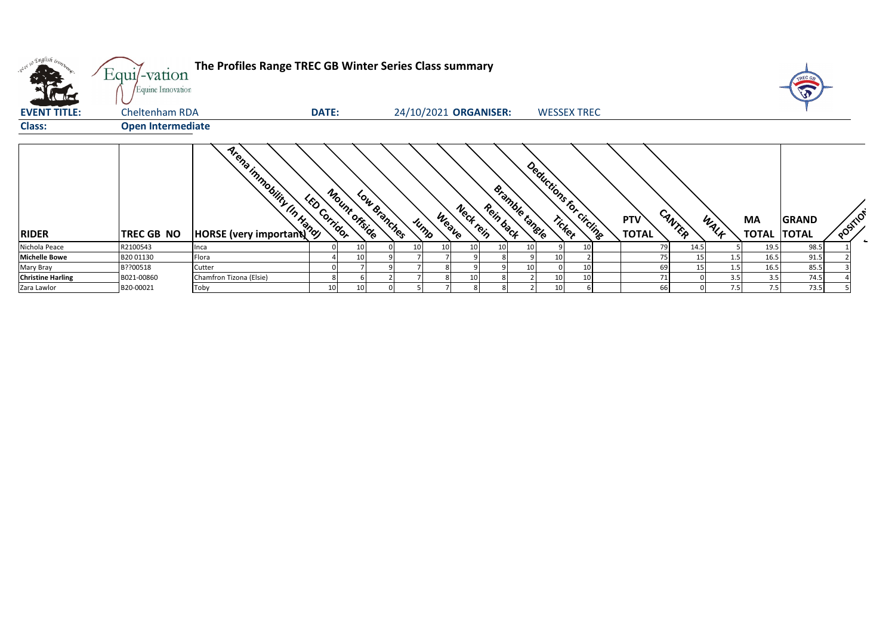# The Profiles Range TREC GB Winter Series Class summary

**EVENT TITLE:** Cheltenham RDA **DATE:** 24/10/2021 **ORGANISER:** WESSEX TREC

**Class:** Open Intermediate

| RIDER | TREC GB NO | HORSE (very important) | Arena immobility (In Hand) | LED Corridor | Mount offside | Low Branches | Jump | Weave | Neck rein | Rein back | Bramble tangle | Ticket | Deductions for circling | PTV TOTAL | CANTER | WALK | MA TOTAL | GRAND TOTAL | POSITION |
|---|---|---|---|---|---|---|---|---|---|---|---|---|---|---|---|---|---|---|---|
| Nichola Peace | R2100543 | Inca | 0 | 10 | 0 | 10 | 10 | 10 | 10 | 10 | 9 | 10 | | 79 | 14.5 | 5 | 19.5 | 98.5 | 1 |
| **Michelle Bowe** | B20 01130 | Flora | 4 | 10 | 9 | 7 | 7 | 9 | 8 | 9 | 10 | 2 | | 75 | 15 | 1.5 | 16.5 | 91.5 | 2 |
| Mary Bray | B??00518 | Cutter | 0 | 7 | 9 | 7 | 8 | 9 | 9 | 10 | 0 | 10 | | 69 | 15 | 1.5 | 16.5 | 85.5 | 3 |
| **Christine Harling** | B021-00860 | Chamfron Tizona (Elsie) | 8 | 6 | 2 | 7 | 8 | 10 | 8 | 2 | 10 | 10 | | 71 | 0 | 3.5 | 3.5 | 74.5 | 4 |
| Zara Lawlor | B20-00021 | Toby | 10 | 10 | 0 | 5 | 7 | 8 | 8 | 2 | 10 | 6 | | 66 | 0 | 7.5 | 7.5 | 73.5 | 5 |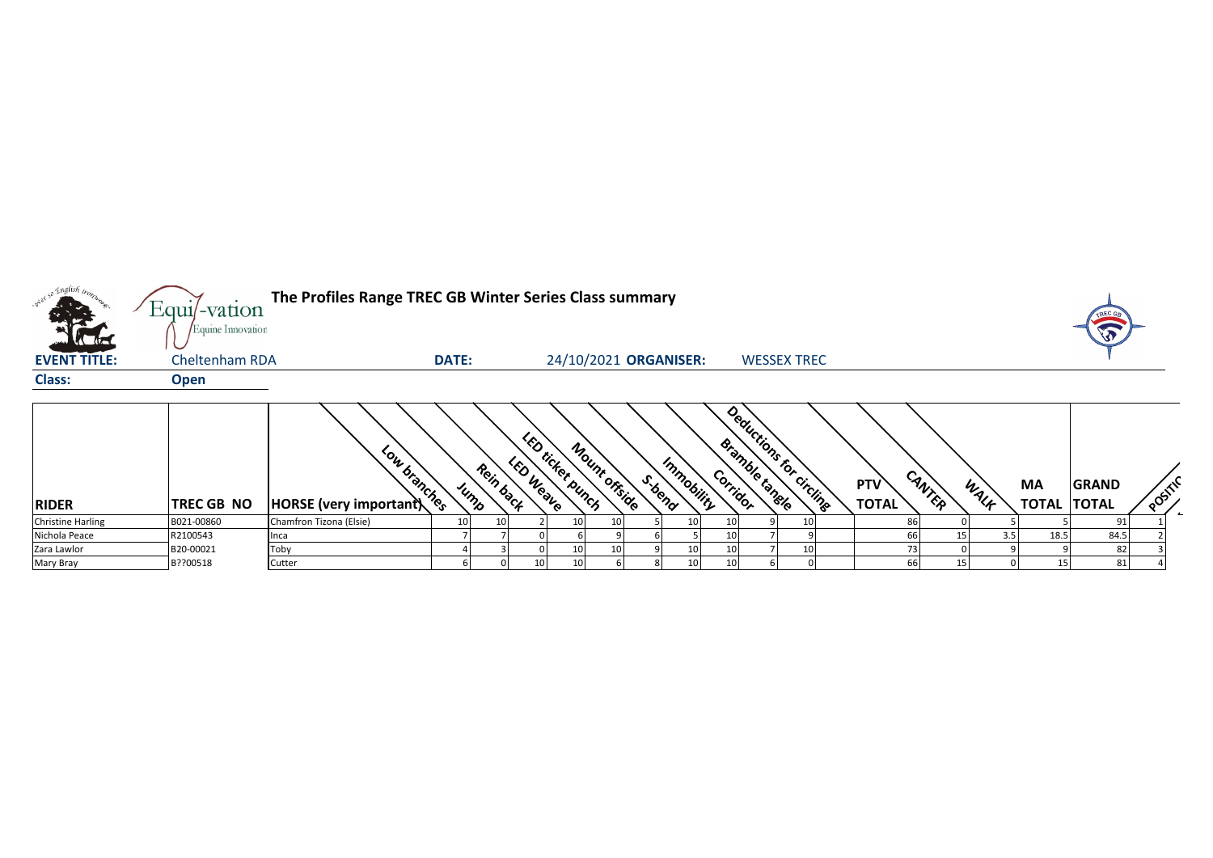**The Profiles Range TREC GB Winter Series Class summary**

**EVENT TITLE:** Cheltenham RDA **DATE:** 24/10/2021 **ORGANISER:** WESSEX TREC

**Class:** Open

| RIDER | TREC GB NO | HORSE (very important) | Low branches | Jump | Rein back | LED Weave | LED ticket punch | Mount offside | S-bend | Immobility | Corridor | Bramble tangle | Deductions for circling | PTV TOTAL | CANTER | WALK | MA TOTAL | GRAND TOTAL | POSITION |
|---|---|---|---|---|---|---|---|---|---|---|---|---|---|---|---|---|---|---|---|
| Christine Harling | B021-00860 | Chamfron Tizona (Elsie) | 10 | 10 | 2 | 10 | 10 | 5 | 10 | 10 | 9 | 10 | | 86 | 0 | 5 | 5 | 91 | 1 |
| Nichola Peace | R2100543 | Inca | 7 | 7 | 0 | 6 | 9 | 6 | 5 | 10 | 7 | 9 | | 66 | 15 | 3.5 | 18.5 | 84.5 | 2 |
| Zara Lawlor | B20-00021 | Toby | 4 | 3 | 0 | 10 | 10 | 9 | 10 | 10 | 7 | 10 | | 73 | 0 | 9 | 9 | 82 | 3 |
| Mary Bray | B??00518 | Cutter | 6 | 0 | 10 | 10 | 6 | 8 | 10 | 10 | 6 | 0 | | 66 | 15 | 0 | 15 | 81 | 4 |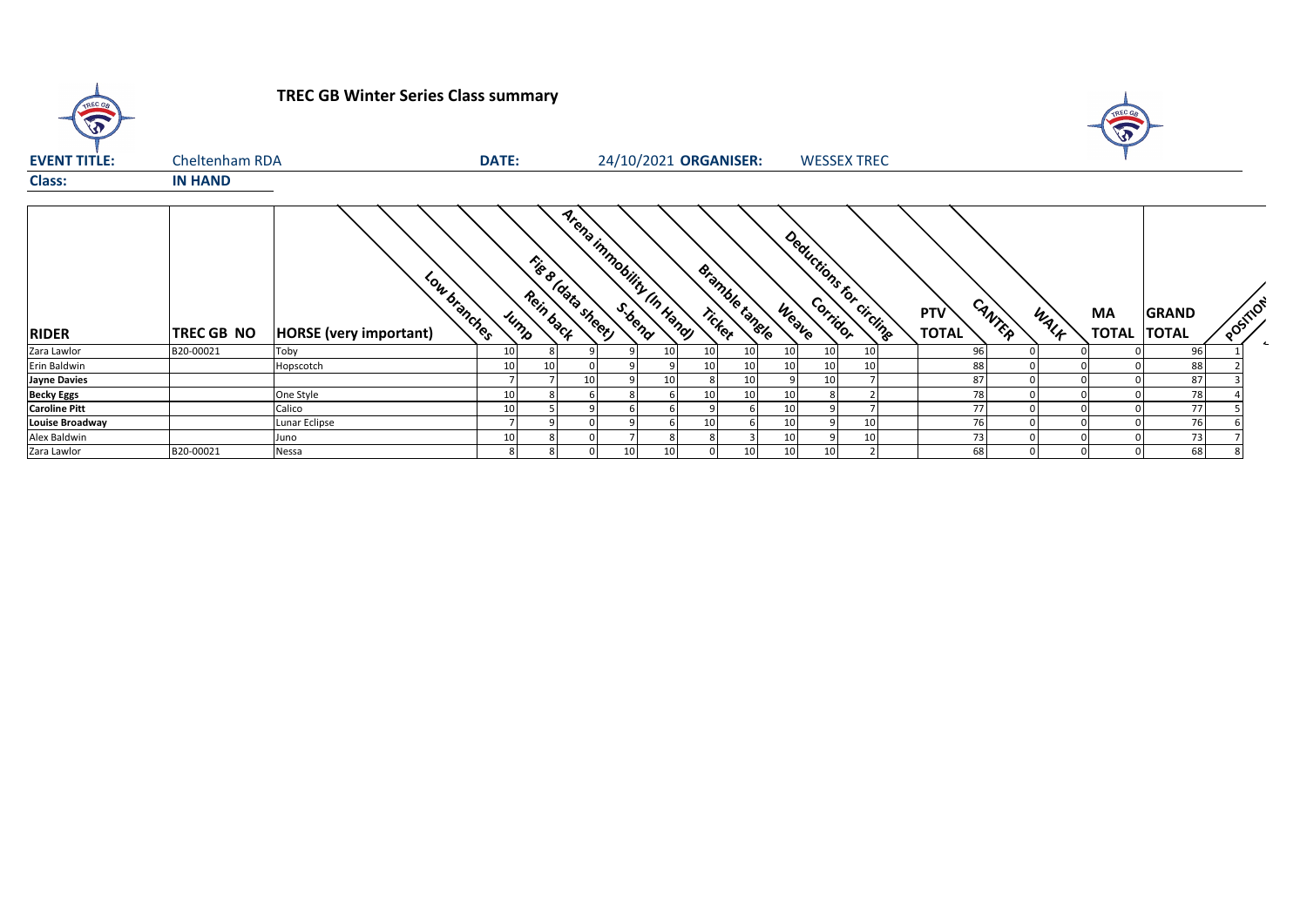# TREC GB Winter Series Class summary

**EVENT TITLE:** Cheltenham RDA **DATE:** 24/10/2021 **ORGANISER:** WESSEX TREC

**Class:** **IN HAND**

| RIDER | TREC GB NO | HORSE (very important) | Low branches | Jump | Rein back | Fig 8 (data sheet) | S-bend | Arena immobility (In Hand) | Ticket | Bramble tangle | Weave | Corridor | Deductions for circling | PTV TOTAL | CANTER | WALK | MA TOTAL | GRAND TOTAL | POSITION |
|---|---|---|---|---|---|---|---|---|---|---|---|---|---|---|---|---|---|---|---|
| Zara Lawlor | B20-00021 | Toby | 10 | 8 | 9 | 9 | 10 | 10 | 10 | 10 | 10 | 10 | | 96 | 0 | 0 | 0 | 96 | 1 |
| Erin Baldwin | | Hopscotch | 10 | 10 | 0 | 9 | 9 | 10 | 10 | 10 | 10 | 10 | | 88 | 0 | 0 | 0 | 88 | 2 |
| **Jayne Davies** | | | 7 | 7 | 10 | 9 | 10 | 8 | 10 | 9 | 10 | 7 | | 87 | 0 | 0 | 0 | 87 | 3 |
| **Becky Eggs** | | One Style | 10 | 8 | 6 | 8 | 6 | 10 | 10 | 10 | 8 | 2 | | 78 | 0 | 0 | 0 | 78 | 4 |
| **Caroline Pitt** | | Calico | 10 | 5 | 9 | 6 | 6 | 9 | 6 | 10 | 9 | 7 | | 77 | 0 | 0 | 0 | 77 | 5 |
| **Louise Broadway** | | Lunar Eclipse | 7 | 9 | 0 | 9 | 6 | 10 | 6 | 10 | 9 | 10 | | 76 | 0 | 0 | 0 | 76 | 6 |
| Alex Baldwin | | Juno | 10 | 8 | 0 | 7 | 8 | 8 | 3 | 10 | 9 | 10 | | 73 | 0 | 0 | 0 | 73 | 7 |
| Zara Lawlor | B20-00021 | Nessa | 8 | 8 | 0 | 10 | 10 | 0 | 10 | 10 | 10 | 2 | | 68 | 0 | 0 | 0 | 68 | 8 |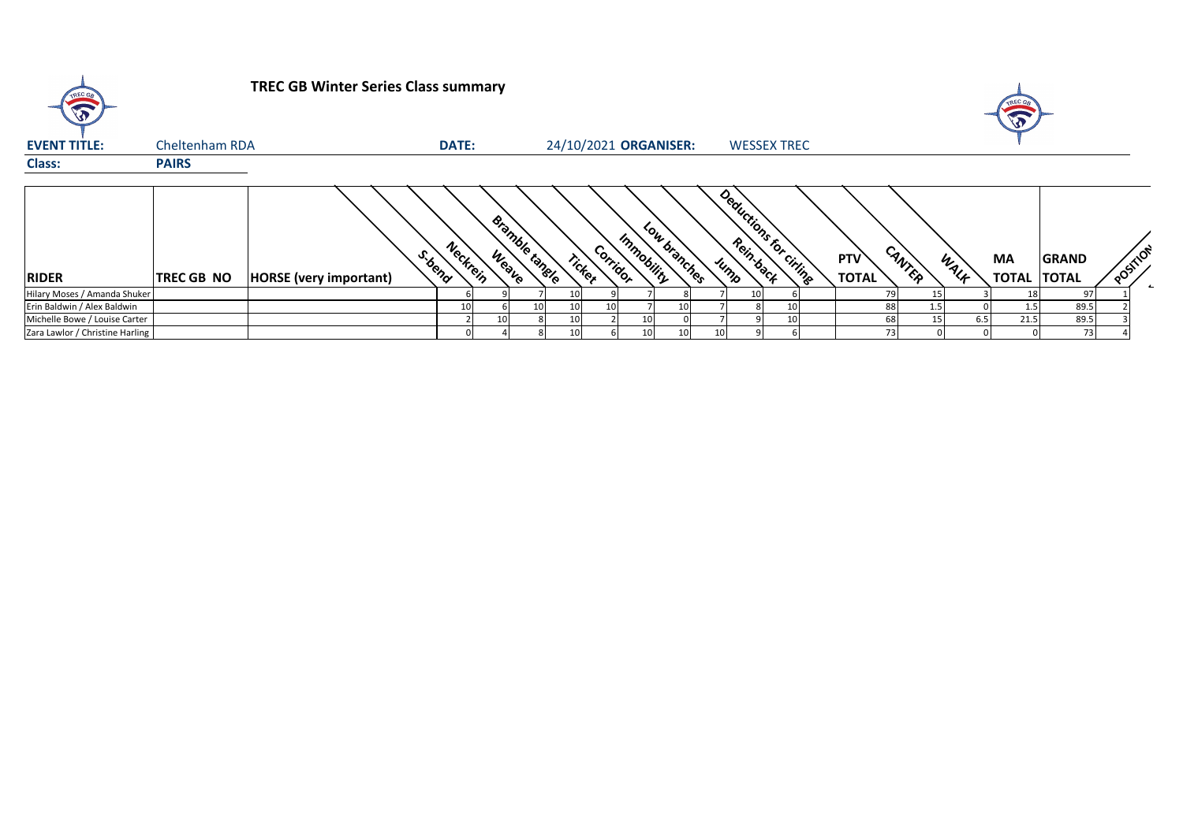# TREC GB Winter Series Class summary

**EVENT TITLE:** Cheltenham RDA **DATE:** 24/10/2021 **ORGANISER:** WESSEX TREC

**Class:** **PAIRS**

| RIDER | TREC GB NO | HORSE (very important) | S-bend | Neckrein | Weave | Bramble tangle | Ticket | Corridor | Immobility | Low branches | Jump | Rein-back | Deductions for circling | PTV TOTAL | CANTER | WALK | MA TOTAL | GRAND TOTAL | POSITION |
|---|---|---|---|---|---|---|---|---|---|---|---|---|---|---|---|---|---|---|---|
| Hilary Moses / Amanda Shuker | | | 6 | 9 | 7 | 10 | 9 | 7 | 8 | 7 | 10 | 6 | | 79 | 15 | 3 | 18 | 97 | 1 |
| Erin Baldwin / Alex Baldwin | | | 10 | 6 | 10 | 10 | 10 | 7 | 10 | 7 | 8 | 10 | | 88 | 1.5 | 0 | 1.5 | 89.5 | 2 |
| Michelle Bowe / Louise Carter | | | 2 | 10 | 8 | 10 | 2 | 10 | 0 | 7 | 9 | 10 | | 68 | 15 | 6.5 | 21.5 | 89.5 | 3 |
| Zara Lawlor / Christine Harling | | | 0 | 4 | 8 | 10 | 6 | 10 | 10 | 10 | 9 | 6 | | 73 | 0 | 0 | 0 | 73 | 4 |